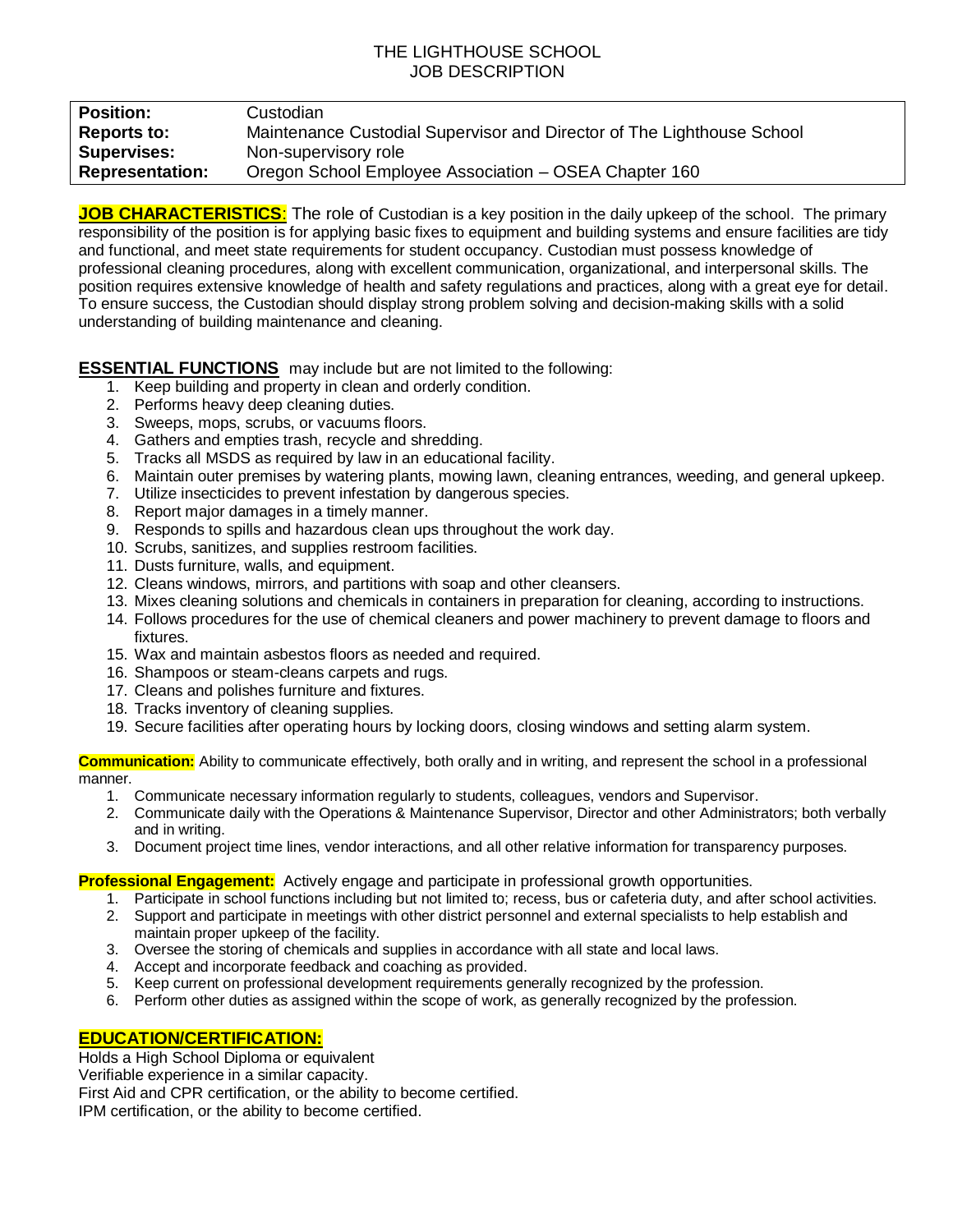# THE LIGHTHOUSE SCHOOL
## JOB DESCRIPTION

| **Position:** | Custodian |
|---|---|
| **Reports to:** | Maintenance Custodial Supervisor and Director of The Lighthouse School |
| **Supervises:** | Non-supervisory role |
| **Representation:** | Oregon School Employee Association – OSEA Chapter 160 |

**JOB CHARACTERISTICS**: The role of Custodian is a key position in the daily upkeep of the school. The primary responsibility of the position is for applying basic fixes to equipment and building systems and ensure facilities are tidy and functional, and meet state requirements for student occupancy. Custodian must possess knowledge of professional cleaning procedures, along with excellent communication, organizational, and interpersonal skills. The position requires extensive knowledge of health and safety regulations and practices, along with a great eye for detail. To ensure success, the Custodian should display strong problem solving and decision-making skills with a solid understanding of building maintenance and cleaning.

**ESSENTIAL FUNCTIONS** may include but are not limited to the following:

1. Keep building and property in clean and orderly condition.
2. Performs heavy deep cleaning duties.
3. Sweeps, mops, scrubs, or vacuums floors.
4. Gathers and empties trash, recycle and shredding.
5. Tracks all MSDS as required by law in an educational facility.
6. Maintain outer premises by watering plants, mowing lawn, cleaning entrances, weeding, and general upkeep.
7. Utilize insecticides to prevent infestation by dangerous species.
8. Report major damages in a timely manner.
9. Responds to spills and hazardous clean ups throughout the work day.
10. Scrubs, sanitizes, and supplies restroom facilities.
11. Dusts furniture, walls, and equipment.
12. Cleans windows, mirrors, and partitions with soap and other cleansers.
13. Mixes cleaning solutions and chemicals in containers in preparation for cleaning, according to instructions.
14. Follows procedures for the use of chemical cleaners and power machinery to prevent damage to floors and fixtures.
15. Wax and maintain asbestos floors as needed and required.
16. Shampoos or steam-cleans carpets and rugs.
17. Cleans and polishes furniture and fixtures.
18. Tracks inventory of cleaning supplies.
19. Secure facilities after operating hours by locking doors, closing windows and setting alarm system.

**Communication:** Ability to communicate effectively, both orally and in writing, and represent the school in a professional manner.

1. Communicate necessary information regularly to students, colleagues, vendors and Supervisor.
2. Communicate daily with the Operations & Maintenance Supervisor, Director and other Administrators; both verbally and in writing.
3. Document project time lines, vendor interactions, and all other relative information for transparency purposes.

**Professional Engagement:** Actively engage and participate in professional growth opportunities.

1. Participate in school functions including but not limited to; recess, bus or cafeteria duty, and after school activities.
2. Support and participate in meetings with other district personnel and external specialists to help establish and maintain proper upkeep of the facility.
3. Oversee the storing of chemicals and supplies in accordance with all state and local laws.
4. Accept and incorporate feedback and coaching as provided.
5. Keep current on professional development requirements generally recognized by the profession.
6. Perform other duties as assigned within the scope of work, as generally recognized by the profession.

**EDUCATION/CERTIFICATION:**

Holds a High School Diploma or equivalent
Verifiable experience in a similar capacity.
First Aid and CPR certification, or the ability to become certified.
IPM certification, or the ability to become certified.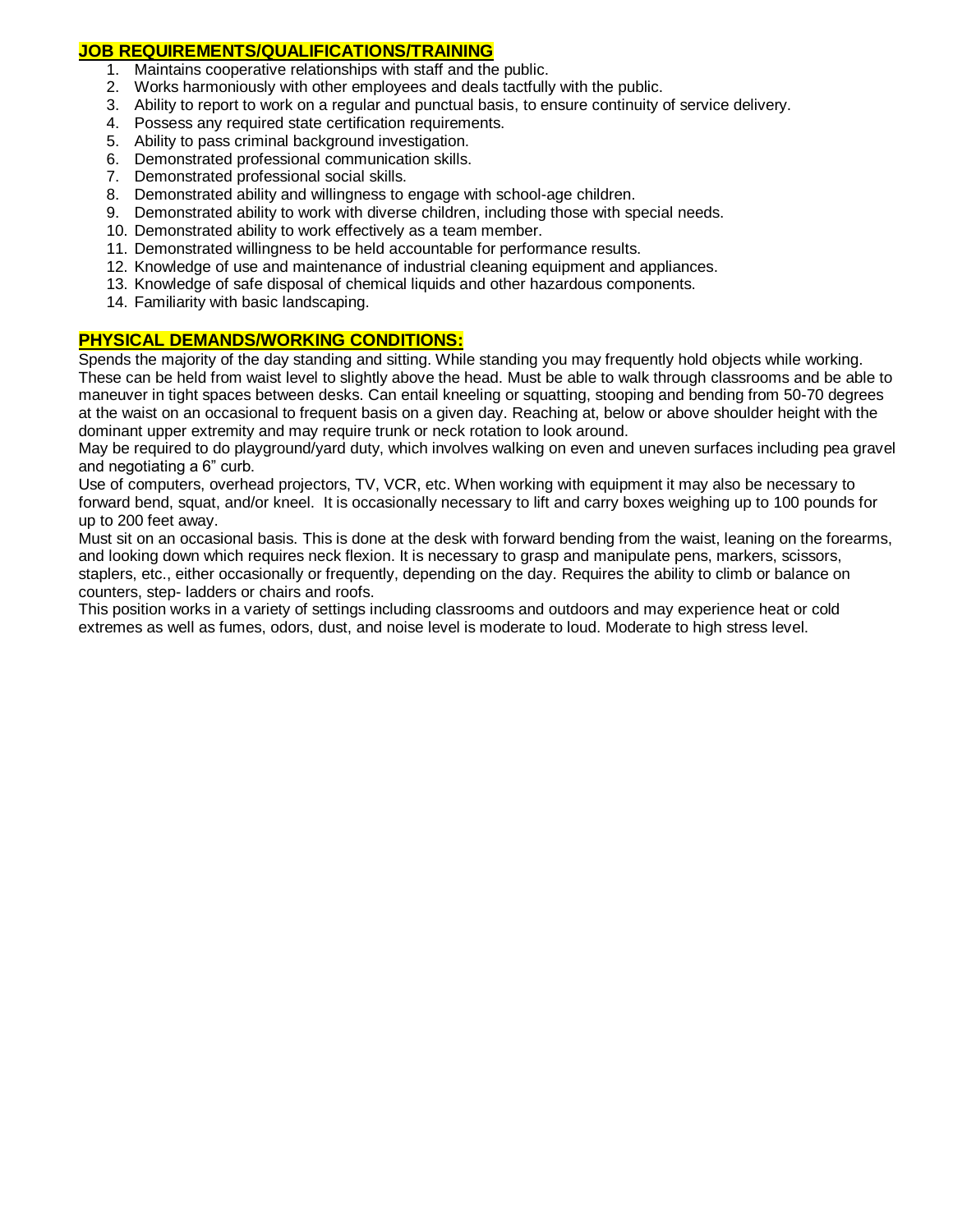## JOB REQUIREMENTS/QUALIFICATIONS/TRAINING

1. Maintains cooperative relationships with staff and the public.
2. Works harmoniously with other employees and deals tactfully with the public.
3. Ability to report to work on a regular and punctual basis, to ensure continuity of service delivery.
4. Possess any required state certification requirements.
5. Ability to pass criminal background investigation.
6. Demonstrated professional communication skills.
7. Demonstrated professional social skills.
8. Demonstrated ability and willingness to engage with school-age children.
9. Demonstrated ability to work with diverse children, including those with special needs.
10. Demonstrated ability to work effectively as a team member.
11. Demonstrated willingness to be held accountable for performance results.
12. Knowledge of use and maintenance of industrial cleaning equipment and appliances.
13. Knowledge of safe disposal of chemical liquids and other hazardous components.
14. Familiarity with basic landscaping.

## PHYSICAL DEMANDS/WORKING CONDITIONS:

Spends the majority of the day standing and sitting. While standing you may frequently hold objects while working. These can be held from waist level to slightly above the head. Must be able to walk through classrooms and be able to maneuver in tight spaces between desks. Can entail kneeling or squatting, stooping and bending from 50-70 degrees at the waist on an occasional to frequent basis on a given day. Reaching at, below or above shoulder height with the dominant upper extremity and may require trunk or neck rotation to look around.

May be required to do playground/yard duty, which involves walking on even and uneven surfaces including pea gravel and negotiating a 6" curb.

Use of computers, overhead projectors, TV, VCR, etc. When working with equipment it may also be necessary to forward bend, squat, and/or kneel. It is occasionally necessary to lift and carry boxes weighing up to 100 pounds for up to 200 feet away.

Must sit on an occasional basis. This is done at the desk with forward bending from the waist, leaning on the forearms, and looking down which requires neck flexion. It is necessary to grasp and manipulate pens, markers, scissors, staplers, etc., either occasionally or frequently, depending on the day. Requires the ability to climb or balance on counters, step- ladders or chairs and roofs.

This position works in a variety of settings including classrooms and outdoors and may experience heat or cold extremes as well as fumes, odors, dust, and noise level is moderate to loud. Moderate to high stress level.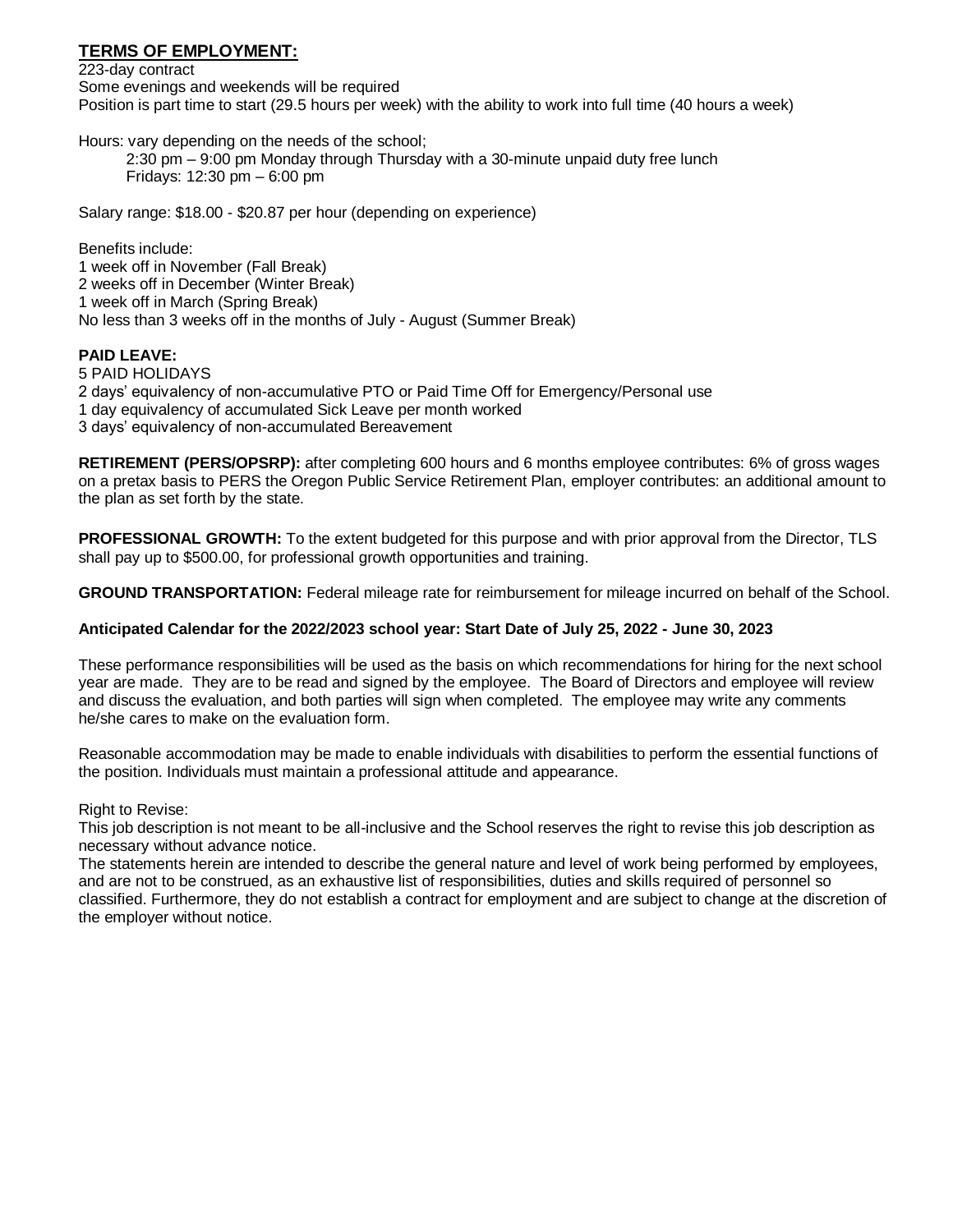## TERMS OF EMPLOYMENT:

223-day contract
Some evenings and weekends will be required
Position is part time to start (29.5 hours per week) with the ability to work into full time (40 hours a week)

Hours: vary depending on the needs of the school;
2:30 pm – 9:00 pm Monday through Thursday with a 30-minute unpaid duty free lunch
Fridays: 12:30 pm – 6:00 pm

Salary range: $18.00 - $20.87 per hour (depending on experience)

Benefits include:
1 week off in November (Fall Break)
2 weeks off in December (Winter Break)
1 week off in March (Spring Break)
No less than 3 weeks off in the months of July - August (Summer Break)

**PAID LEAVE:**
5 PAID HOLIDAYS
2 days' equivalency of non-accumulative PTO or Paid Time Off for Emergency/Personal use
1 day equivalency of accumulated Sick Leave per month worked
3 days' equivalency of non-accumulated Bereavement

**RETIREMENT (PERS/OPSRP):** after completing 600 hours and 6 months employee contributes: 6% of gross wages on a pretax basis to PERS the Oregon Public Service Retirement Plan, employer contributes: an additional amount to the plan as set forth by the state.

**PROFESSIONAL GROWTH:** To the extent budgeted for this purpose and with prior approval from the Director, TLS shall pay up to $500.00, for professional growth opportunities and training.

**GROUND TRANSPORTATION:** Federal mileage rate for reimbursement for mileage incurred on behalf of the School.

**Anticipated Calendar for the 2022/2023 school year: Start Date of July 25, 2022 - June 30, 2023**

These performance responsibilities will be used as the basis on which recommendations for hiring for the next school year are made. They are to be read and signed by the employee. The Board of Directors and employee will review and discuss the evaluation, and both parties will sign when completed. The employee may write any comments he/she cares to make on the evaluation form.

Reasonable accommodation may be made to enable individuals with disabilities to perform the essential functions of the position. Individuals must maintain a professional attitude and appearance.

Right to Revise:
This job description is not meant to be all-inclusive and the School reserves the right to revise this job description as necessary without advance notice.
The statements herein are intended to describe the general nature and level of work being performed by employees, and are not to be construed, as an exhaustive list of responsibilities, duties and skills required of personnel so classified. Furthermore, they do not establish a contract for employment and are subject to change at the discretion of the employer without notice.